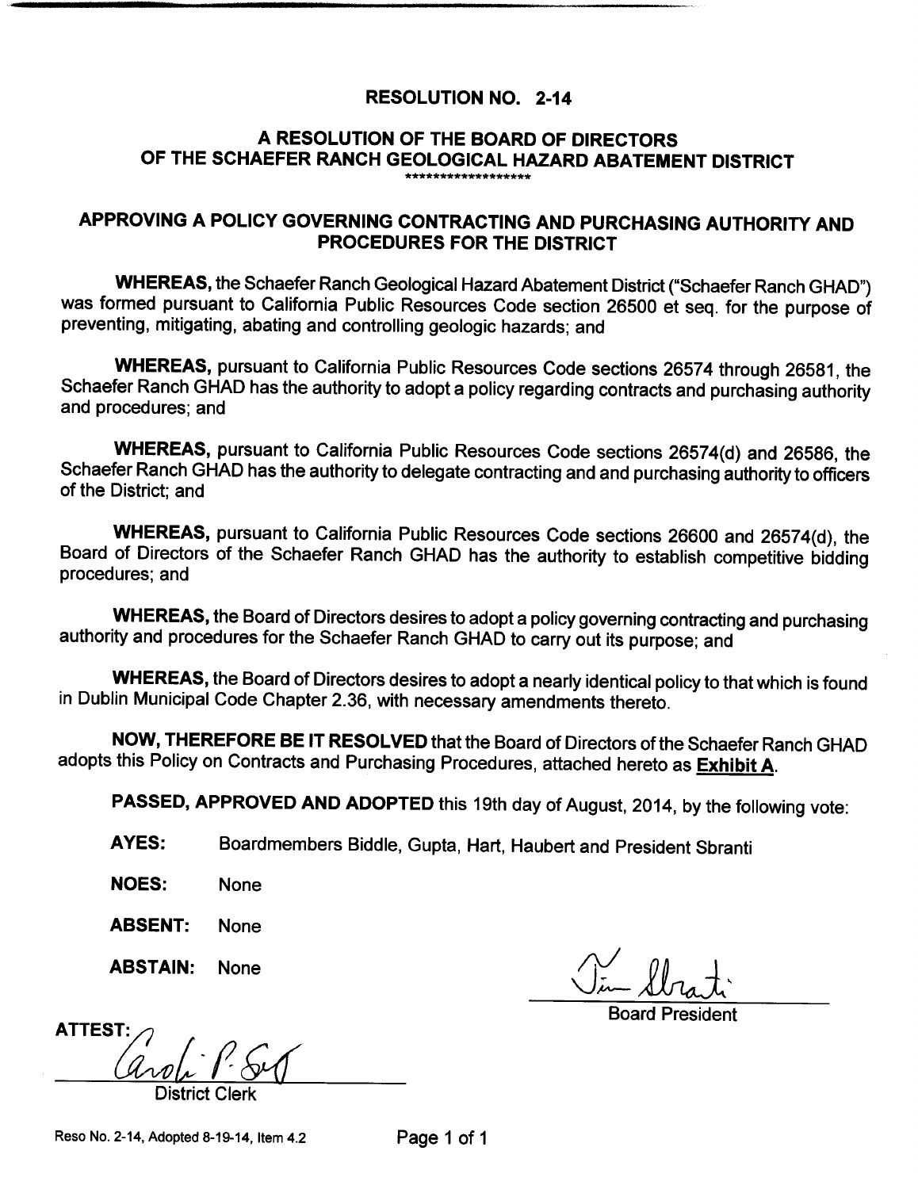# RESOLUTION NO. 2-14

## A RESOLUTION OF THE BOARD OF DIRECTORS OF THE SCHAEFER RANCH GEOLOGICAL HAZARD ABATEMENT DISTRICT

\*\*\*\*\*\*\*\*\*\*\*\*\*\*\*\*\*\*\*

## APPROVING A POLICY GOVERNING CONTRACTING AND PURCHASING AUTHORITY AND PROCEDURES FOR THE DISTRICT

**WHEREAS,** the Schaefer Ranch Geological Hazard Abatement District ("Schaefer Ranch GHAD") was formed pursuant to California Public Resources Code section 26500 et seq. for the purpose of preventing, mitigating, abating and controlling geologic hazards; and

**WHEREAS,** pursuant to California Public Resources Code sections 26574 through 26581, the Schaefer Ranch GHAD has the authority to adopt a policy regarding contracts and purchasing authority and procedures; and

**WHEREAS,** pursuant to California Public Resources Code sections 26574(d) and 26586, the Schaefer Ranch GHAD has the authority to delegate contracting and and purchasing authority to officers of the District; and

**WHEREAS,** pursuant to California Public Resources Code sections 26600 and 26574(d), the Board of Directors of the Schaefer Ranch GHAD has the authority to establish competitive bidding procedures; and

**WHEREAS,** the Board of Directors desires to adopt a policy governing contracting and purchasing authority and procedures for the Schaefer Ranch GHAD to carry out its purpose; and

**WHEREAS,** the Board of Directors desires to adopt a nearly identical policy to that which is found in Dublin Municipal Code Chapter 2.36, with necessary amendments thereto.

**NOW, THEREFORE BE IT RESOLVED** that the Board of Directors of the Schaefer Ranch GHAD adopts this Policy on Contracts and Purchasing Procedures, attached hereto as **Exhibit A**.

**PASSED, APPROVED AND ADOPTED** this 19th day of August, 2014, by the following vote:

**AYES:** Boardmembers Biddle, Gupta, Hart, Haubert and President Sbranti

**NOES:** None

**ABSENT:** None

**ABSTAIN:** None

Board President

ATTEST:

District Clerk

Reso No. 2-14, Adopted 8-19-14, Item 4.2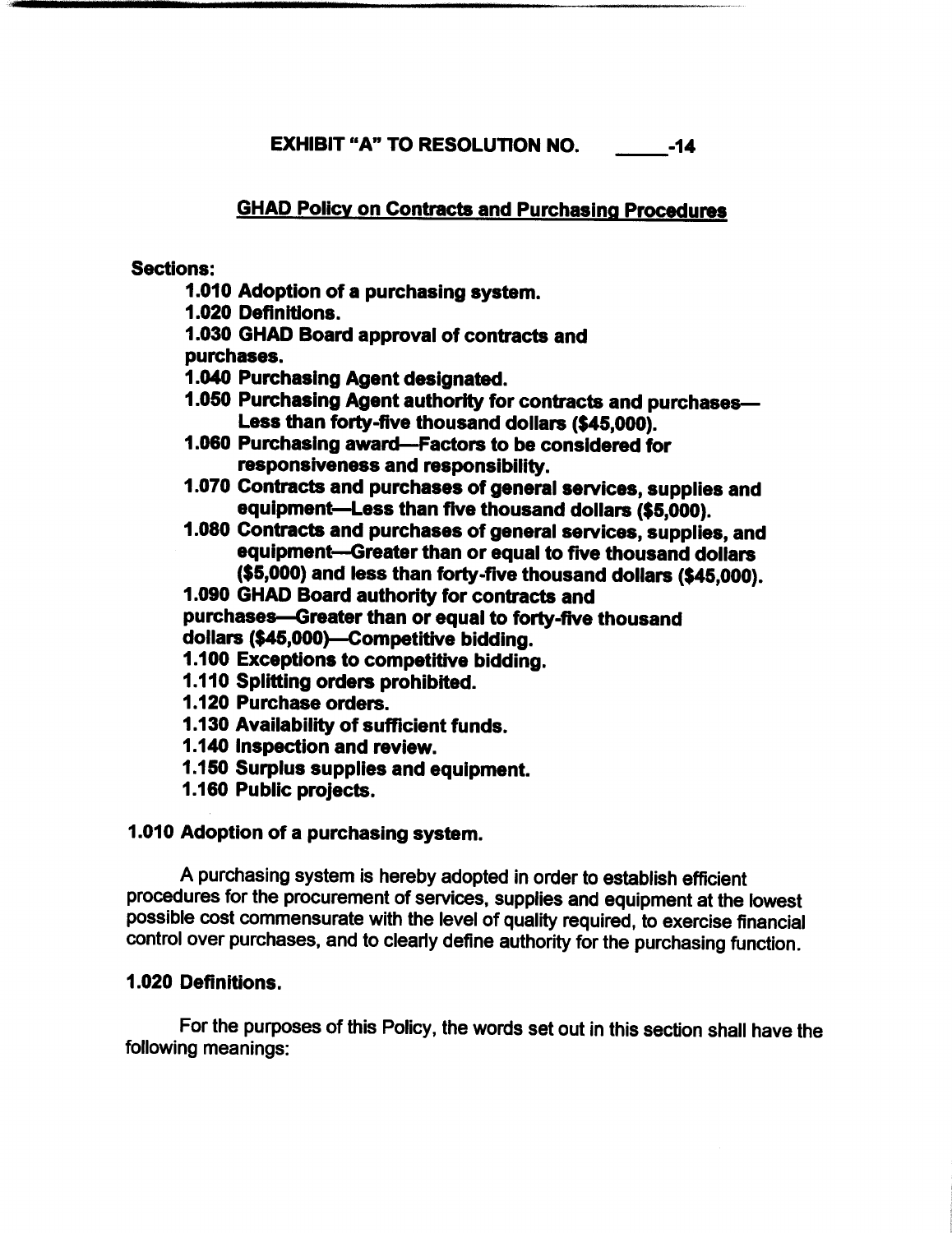**EXHIBIT "A" TO RESOLUTION NO. \_\_\_\_\_-14**

**GHAD Policy on Contracts and Purchasing Procedures**

**Sections:**

- **1.010 Adoption of a purchasing system.**
- **1.020 Definitions.**
- **1.030 GHAD Board approval of contracts and purchases.**
- **1.040 Purchasing Agent designated.**
- **1.050 Purchasing Agent authority for contracts and purchases—Less than forty-five thousand dollars ($45,000).**
- **1.060 Purchasing award—Factors to be considered for responsiveness and responsibility.**
- **1.070 Contracts and purchases of general services, supplies and equipment—Less than five thousand dollars ($5,000).**
- **1.080 Contracts and purchases of general services, supplies, and equipment—Greater than or equal to five thousand dollars ($5,000) and less than forty-five thousand dollars ($45,000).**
- **1.090 GHAD Board authority for contracts and purchases—Greater than or equal to forty-five thousand dollars ($45,000)—Competitive bidding.**
- **1.100 Exceptions to competitive bidding.**
- **1.110 Splitting orders prohibited.**
- **1.120 Purchase orders.**
- **1.130 Availability of sufficient funds.**
- **1.140 Inspection and review.**
- **1.150 Surplus supplies and equipment.**
- **1.160 Public projects.**

## 1.010 Adoption of a purchasing system.

A purchasing system is hereby adopted in order to establish efficient procedures for the procurement of services, supplies and equipment at the lowest possible cost commensurate with the level of quality required, to exercise financial control over purchases, and to clearly define authority for the purchasing function.

## 1.020 Definitions.

For the purposes of this Policy, the words set out in this section shall have the following meanings: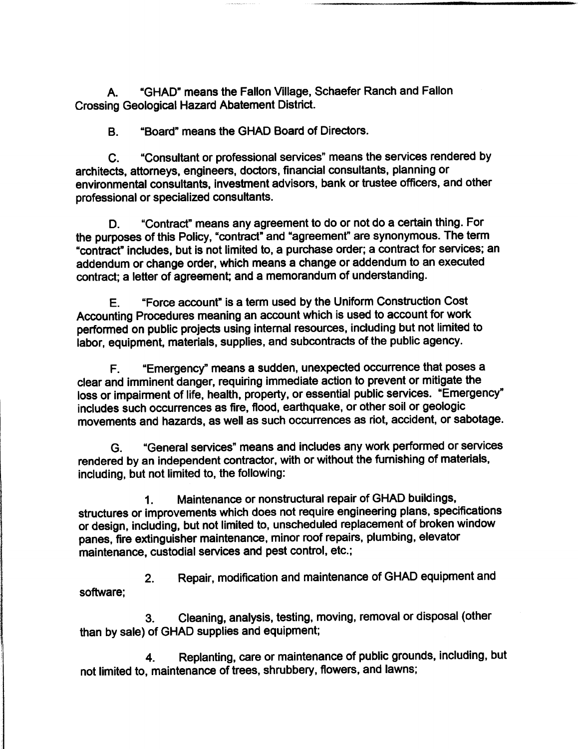A. "GHAD" means the Fallon Village, Schaefer Ranch and Fallon Crossing Geological Hazard Abatement District.

B. "Board" means the GHAD Board of Directors.

C. "Consultant or professional services" means the services rendered by architects, attorneys, engineers, doctors, financial consultants, planning or environmental consultants, investment advisors, bank or trustee officers, and other professional or specialized consultants.

D. "Contract" means any agreement to do or not do a certain thing. For the purposes of this Policy, "contract" and "agreement" are synonymous. The term "contract" includes, but is not limited to, a purchase order; a contract for services; an addendum or change order, which means a change or addendum to an executed contract; a letter of agreement; and a memorandum of understanding.

E. "Force account" is a term used by the Uniform Construction Cost Accounting Procedures meaning an account which is used to account for work performed on public projects using internal resources, including but not limited to labor, equipment, materials, supplies, and subcontracts of the public agency.

F. "Emergency" means a sudden, unexpected occurrence that poses a clear and imminent danger, requiring immediate action to prevent or mitigate the loss or impairment of life, health, property, or essential public services. "Emergency" includes such occurrences as fire, flood, earthquake, or other soil or geologic movements and hazards, as well as such occurrences as riot, accident, or sabotage.

G. "General services" means and includes any work performed or services rendered by an independent contractor, with or without the furnishing of materials, including, but not limited to, the following:

1. Maintenance or nonstructural repair of GHAD buildings, structures or improvements which does not require engineering plans, specifications or design, including, but not limited to, unscheduled replacement of broken window panes, fire extinguisher maintenance, minor roof repairs, plumbing, elevator maintenance, custodial services and pest control, etc.;

2. Repair, modification and maintenance of GHAD equipment and software;

3. Cleaning, analysis, testing, moving, removal or disposal (other than by sale) of GHAD supplies and equipment;

4. Replanting, care or maintenance of public grounds, including, but not limited to, maintenance of trees, shrubbery, flowers, and lawns;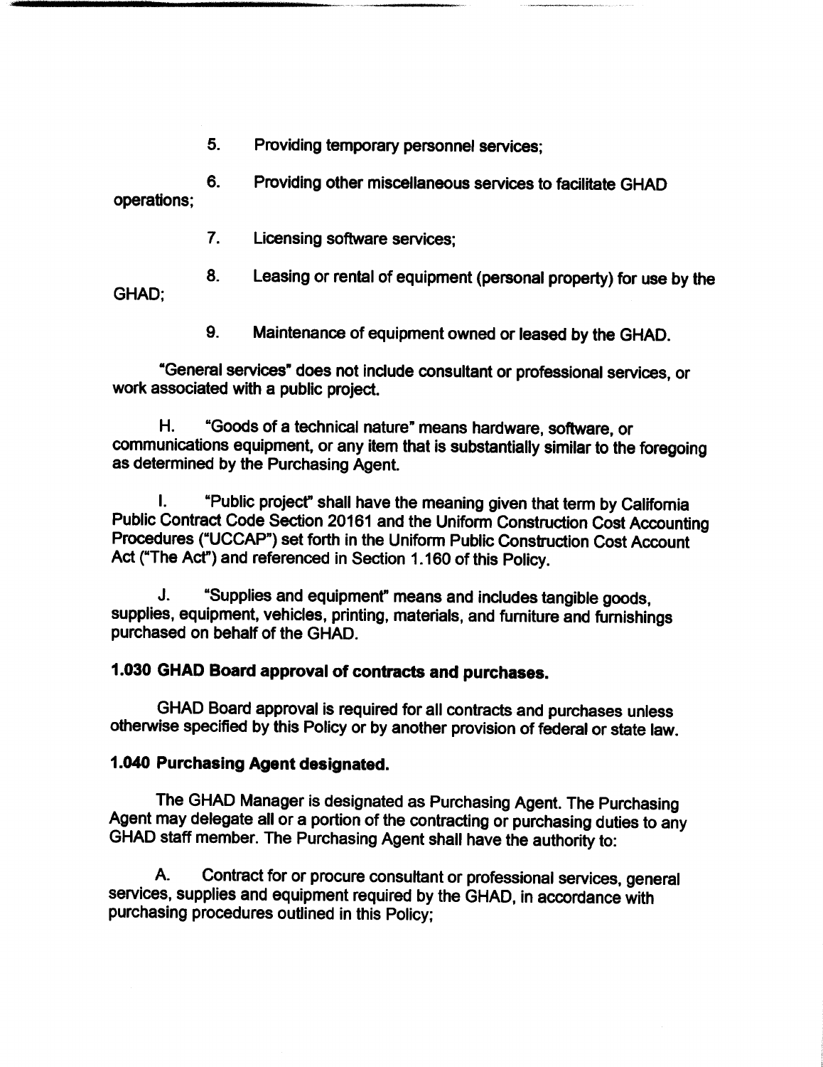5. Providing temporary personnel services;

6. Providing other miscellaneous services to facilitate GHAD operations;

7. Licensing software services;

8. Leasing or rental of equipment (personal property) for use by the GHAD;

9. Maintenance of equipment owned or leased by the GHAD.

"General services" does not include consultant or professional services, or work associated with a public project.

H. "Goods of a technical nature" means hardware, software, or communications equipment, or any item that is substantially similar to the foregoing as determined by the Purchasing Agent.

I. "Public project" shall have the meaning given that term by California Public Contract Code Section 20161 and the Uniform Construction Cost Accounting Procedures ("UCCAP") set forth in the Uniform Public Construction Cost Account Act ("The Act") and referenced in Section 1.160 of this Policy.

J. "Supplies and equipment" means and includes tangible goods, supplies, equipment, vehicles, printing, materials, and furniture and furnishings purchased on behalf of the GHAD.

### 1.030 GHAD Board approval of contracts and purchases.

GHAD Board approval is required for all contracts and purchases unless otherwise specified by this Policy or by another provision of federal or state law.

### 1.040 Purchasing Agent designated.

The GHAD Manager is designated as Purchasing Agent. The Purchasing Agent may delegate all or a portion of the contracting or purchasing duties to any GHAD staff member. The Purchasing Agent shall have the authority to:

A. Contract for or procure consultant or professional services, general services, supplies and equipment required by the GHAD, in accordance with purchasing procedures outlined in this Policy;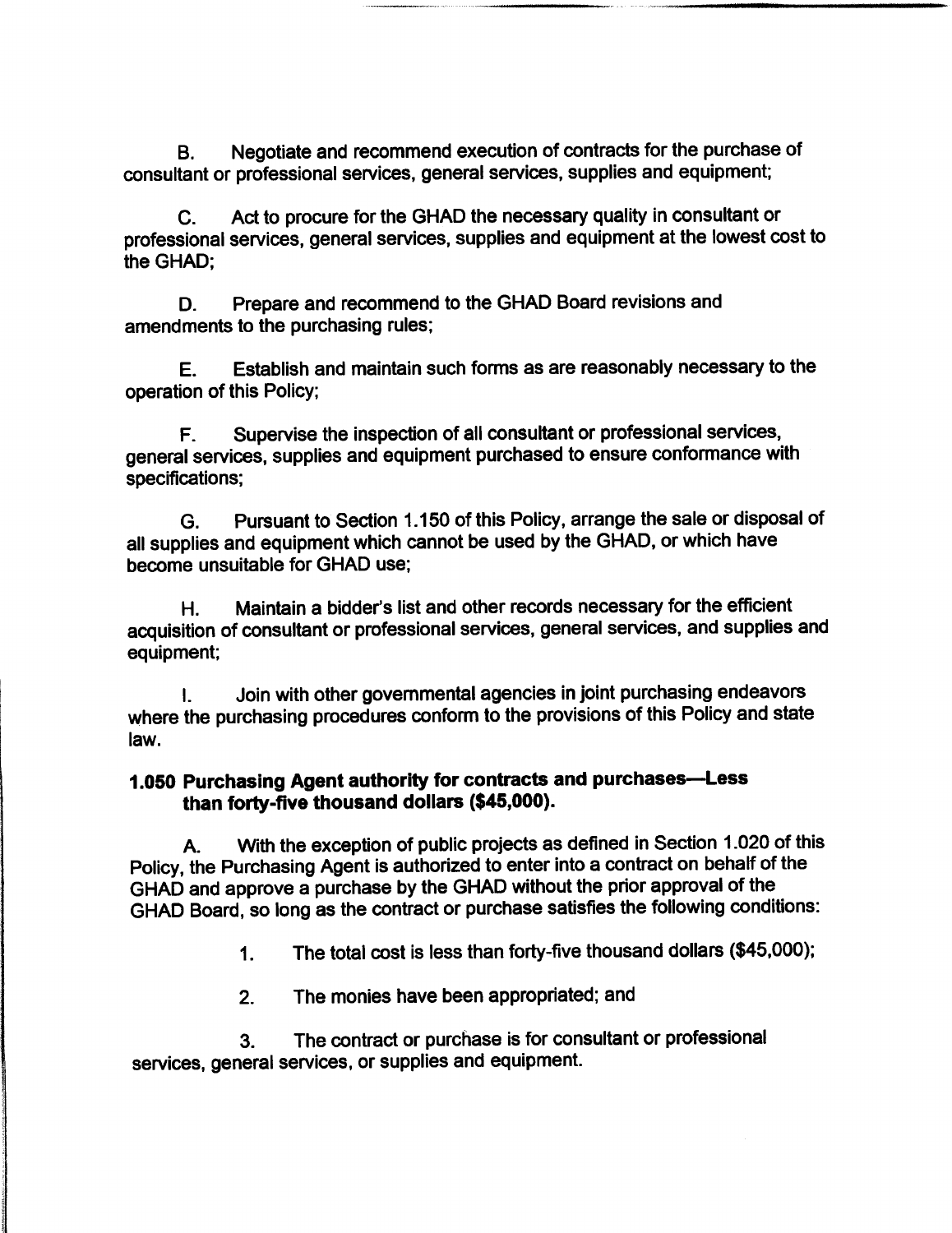B. Negotiate and recommend execution of contracts for the purchase of consultant or professional services, general services, supplies and equipment;

C. Act to procure for the GHAD the necessary quality in consultant or professional services, general services, supplies and equipment at the lowest cost to the GHAD;

D. Prepare and recommend to the GHAD Board revisions and amendments to the purchasing rules;

E. Establish and maintain such forms as are reasonably necessary to the operation of this Policy;

F. Supervise the inspection of all consultant or professional services, general services, supplies and equipment purchased to ensure conformance with specifications;

G. Pursuant to Section 1.150 of this Policy, arrange the sale or disposal of all supplies and equipment which cannot be used by the GHAD, or which have become unsuitable for GHAD use;

H. Maintain a bidder's list and other records necessary for the efficient acquisition of consultant or professional services, general services, and supplies and equipment;

I. Join with other governmental agencies in joint purchasing endeavors where the purchasing procedures conform to the provisions of this Policy and state law.

**1.050 Purchasing Agent authority for contracts and purchases—Less than forty-five thousand dollars ($45,000).**

A. With the exception of public projects as defined in Section 1.020 of this Policy, the Purchasing Agent is authorized to enter into a contract on behalf of the GHAD and approve a purchase by the GHAD without the prior approval of the GHAD Board, so long as the contract or purchase satisfies the following conditions:

1. The total cost is less than forty-five thousand dollars ($45,000);

2. The monies have been appropriated; and

3. The contract or purchase is for consultant or professional services, general services, or supplies and equipment.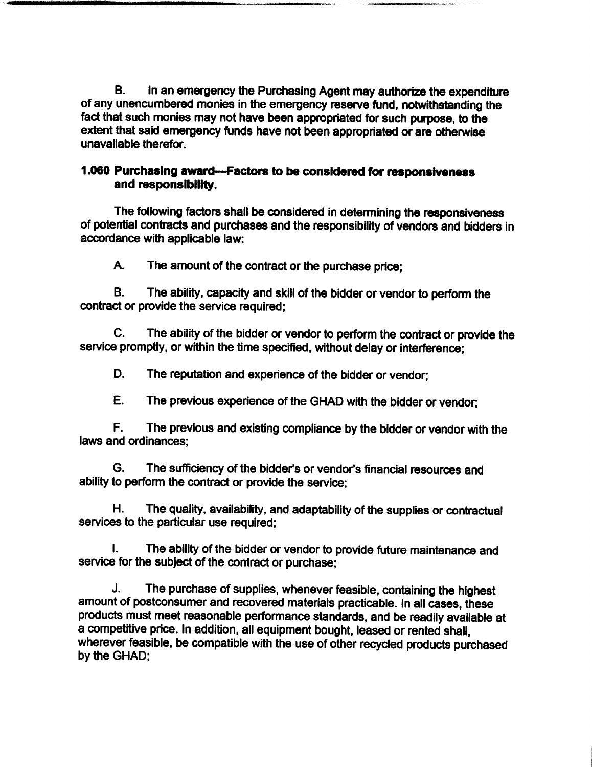B. In an emergency the Purchasing Agent may authorize the expenditure of any unencumbered monies in the emergency reserve fund, notwithstanding the fact that such monies may not have been appropriated for such purpose, to the extent that said emergency funds have not been appropriated or are otherwise unavailable therefor.

### 1.060 Purchasing award—Factors to be considered for responsiveness and responsibility.

The following factors shall be considered in determining the responsiveness of potential contracts and purchases and the responsibility of vendors and bidders in accordance with applicable law:

A. The amount of the contract or the purchase price;

B. The ability, capacity and skill of the bidder or vendor to perform the contract or provide the service required;

C. The ability of the bidder or vendor to perform the contract or provide the service promptly, or within the time specified, without delay or interference;

D. The reputation and experience of the bidder or vendor;

E. The previous experience of the GHAD with the bidder or vendor;

F. The previous and existing compliance by the bidder or vendor with the laws and ordinances;

G. The sufficiency of the bidder's or vendor's financial resources and ability to perform the contract or provide the service;

H. The quality, availability, and adaptability of the supplies or contractual services to the particular use required;

I. The ability of the bidder or vendor to provide future maintenance and service for the subject of the contract or purchase;

J. The purchase of supplies, whenever feasible, containing the highest amount of postconsumer and recovered materials practicable. In all cases, these products must meet reasonable performance standards, and be readily available at a competitive price. In addition, all equipment bought, leased or rented shall, wherever feasible, be compatible with the use of other recycled products purchased by the GHAD;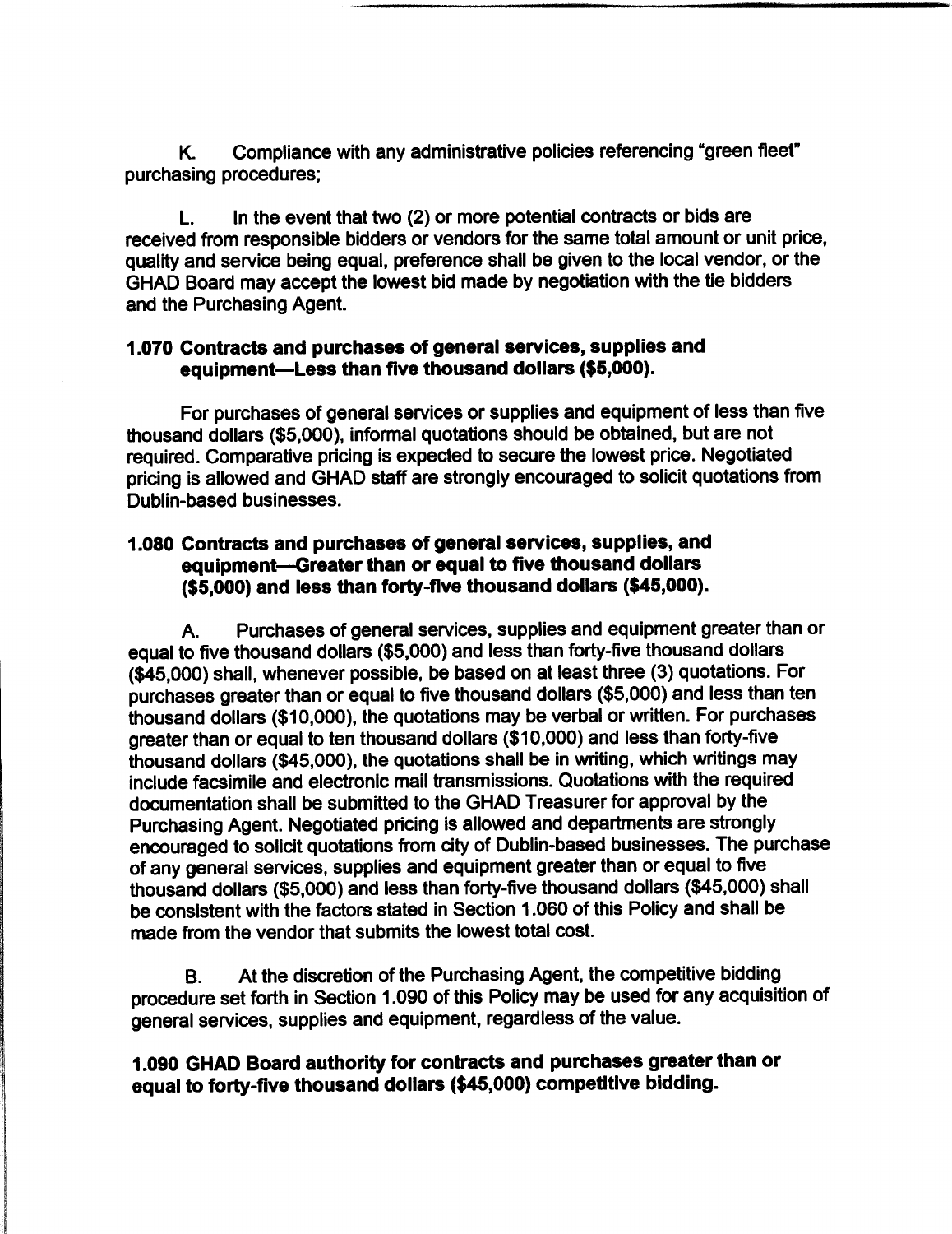K. Compliance with any administrative policies referencing "green fleet" purchasing procedures;

L. In the event that two (2) or more potential contracts or bids are received from responsible bidders or vendors for the same total amount or unit price, quality and service being equal, preference shall be given to the local vendor, or the GHAD Board may accept the lowest bid made by negotiation with the tie bidders and the Purchasing Agent.

### 1.070 Contracts and purchases of general services, supplies and equipment—Less than five thousand dollars ($5,000).

For purchases of general services or supplies and equipment of less than five thousand dollars ($5,000), informal quotations should be obtained, but are not required. Comparative pricing is expected to secure the lowest price. Negotiated pricing is allowed and GHAD staff are strongly encouraged to solicit quotations from Dublin-based businesses.

### 1.080 Contracts and purchases of general services, supplies, and equipment—Greater than or equal to five thousand dollars ($5,000) and less than forty-five thousand dollars ($45,000).

A. Purchases of general services, supplies and equipment greater than or equal to five thousand dollars ($5,000) and less than forty-five thousand dollars ($45,000) shall, whenever possible, be based on at least three (3) quotations. For purchases greater than or equal to five thousand dollars ($5,000) and less than ten thousand dollars ($10,000), the quotations may be verbal or written. For purchases greater than or equal to ten thousand dollars ($10,000) and less than forty-five thousand dollars ($45,000), the quotations shall be in writing, which writings may include facsimile and electronic mail transmissions. Quotations with the required documentation shall be submitted to the GHAD Treasurer for approval by the Purchasing Agent. Negotiated pricing is allowed and departments are strongly encouraged to solicit quotations from city of Dublin-based businesses. The purchase of any general services, supplies and equipment greater than or equal to five thousand dollars ($5,000) and less than forty-five thousand dollars ($45,000) shall be consistent with the factors stated in Section 1.060 of this Policy and shall be made from the vendor that submits the lowest total cost.

B. At the discretion of the Purchasing Agent, the competitive bidding procedure set forth in Section 1.090 of this Policy may be used for any acquisition of general services, supplies and equipment, regardless of the value.

### 1.090 GHAD Board authority for contracts and purchases greater than or equal to forty-five thousand dollars ($45,000) competitive bidding.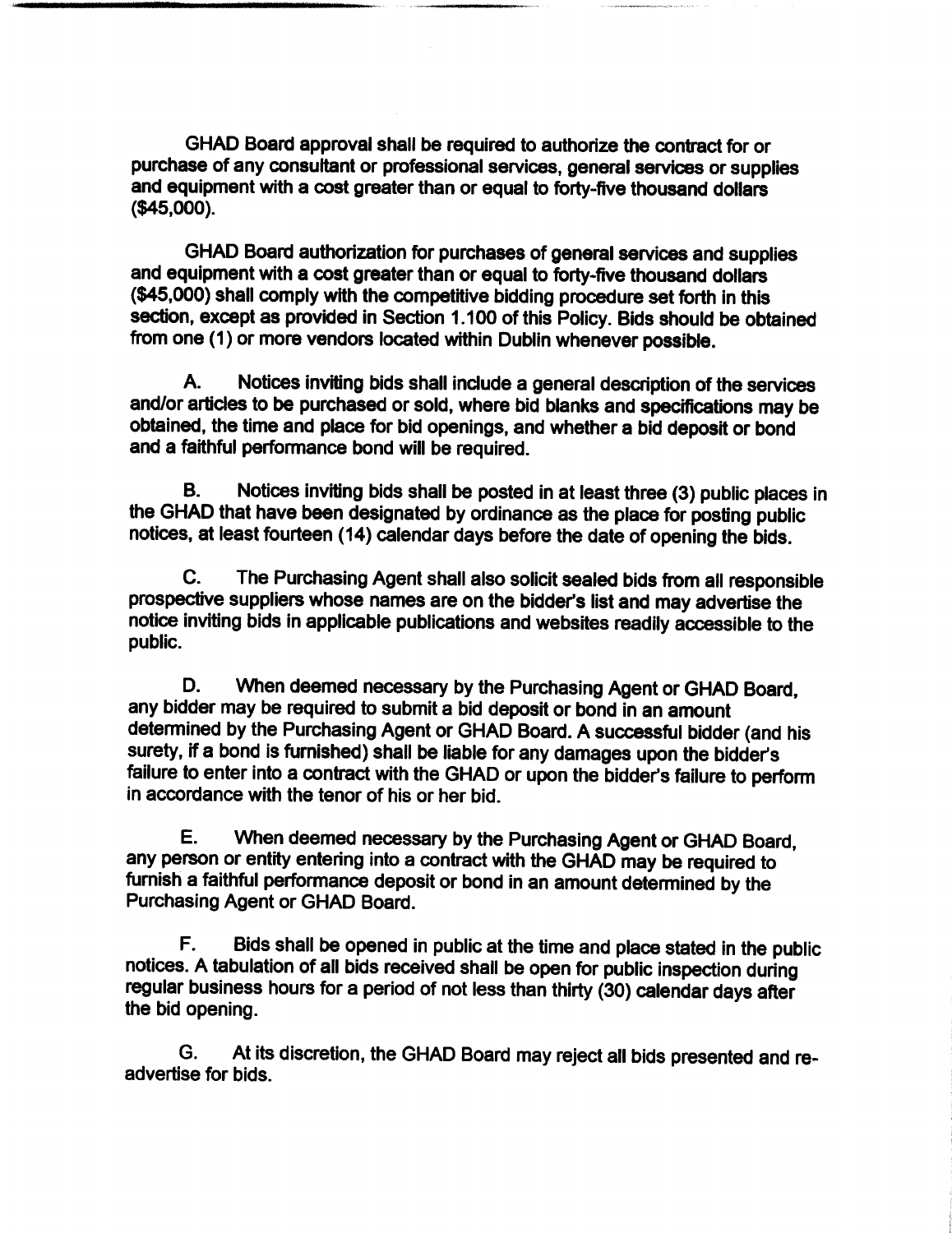GHAD Board approval shall be required to authorize the contract for or purchase of any consultant or professional services, general services or supplies and equipment with a cost greater than or equal to forty-five thousand dollars ($45,000).

GHAD Board authorization for purchases of general services and supplies and equipment with a cost greater than or equal to forty-five thousand dollars ($45,000) shall comply with the competitive bidding procedure set forth in this section, except as provided in Section 1.100 of this Policy. Bids should be obtained from one (1) or more vendors located within Dublin whenever possible.

A. Notices inviting bids shall include a general description of the services and/or articles to be purchased or sold, where bid blanks and specifications may be obtained, the time and place for bid openings, and whether a bid deposit or bond and a faithful performance bond will be required.

B. Notices inviting bids shall be posted in at least three (3) public places in the GHAD that have been designated by ordinance as the place for posting public notices, at least fourteen (14) calendar days before the date of opening the bids.

C. The Purchasing Agent shall also solicit sealed bids from all responsible prospective suppliers whose names are on the bidder's list and may advertise the notice inviting bids in applicable publications and websites readily accessible to the public.

D. When deemed necessary by the Purchasing Agent or GHAD Board, any bidder may be required to submit a bid deposit or bond in an amount determined by the Purchasing Agent or GHAD Board. A successful bidder (and his surety, if a bond is furnished) shall be liable for any damages upon the bidder's failure to enter into a contract with the GHAD or upon the bidder's failure to perform in accordance with the tenor of his or her bid.

E. When deemed necessary by the Purchasing Agent or GHAD Board, any person or entity entering into a contract with the GHAD may be required to furnish a faithful performance deposit or bond in an amount determined by the Purchasing Agent or GHAD Board.

F. Bids shall be opened in public at the time and place stated in the public notices. A tabulation of all bids received shall be open for public inspection during regular business hours for a period of not less than thirty (30) calendar days after the bid opening.

G. At its discretion, the GHAD Board may reject all bids presented and re-advertise for bids.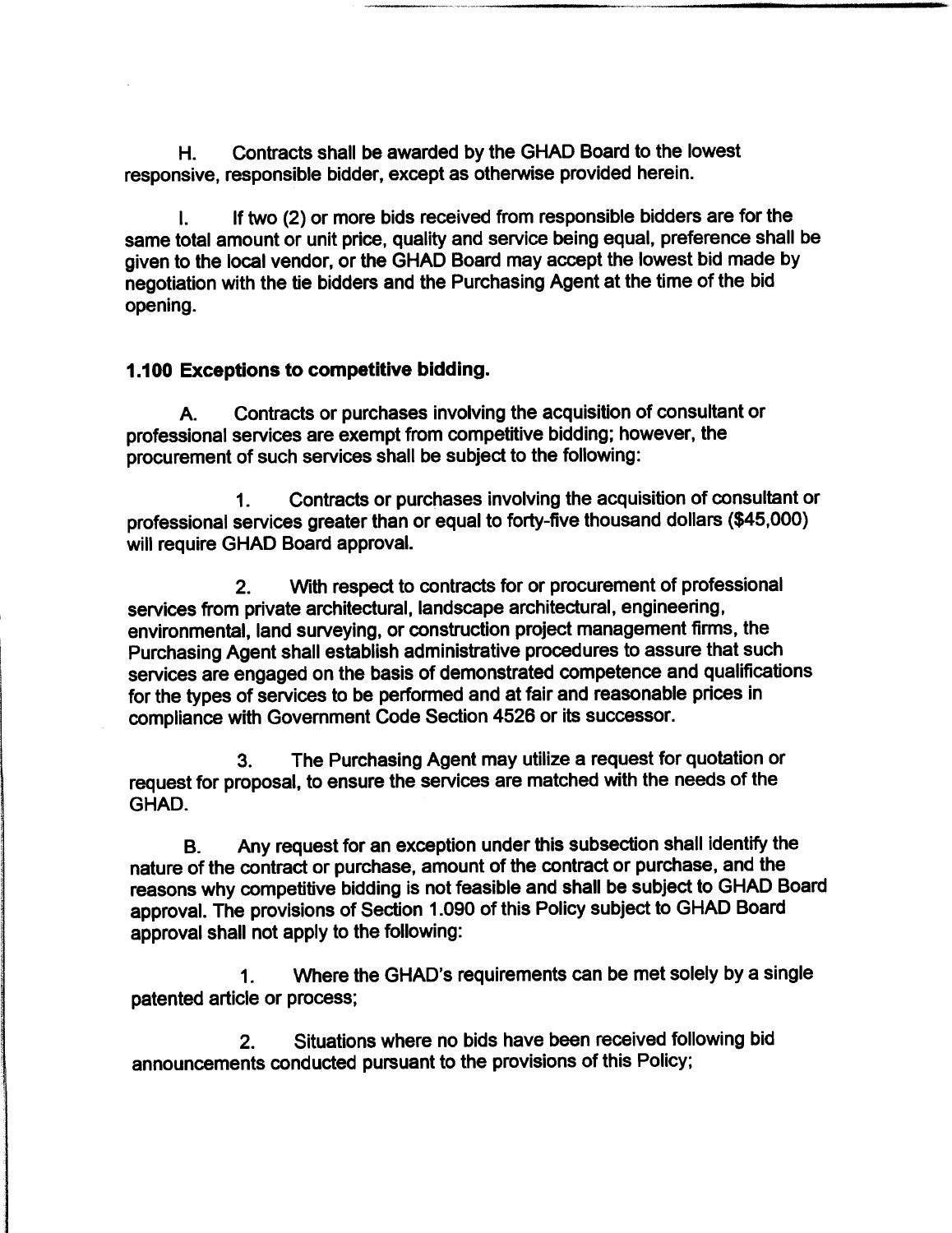H. Contracts shall be awarded by the GHAD Board to the lowest responsive, responsible bidder, except as otherwise provided herein.

I. If two (2) or more bids received from responsible bidders are for the same total amount or unit price, quality and service being equal, preference shall be given to the local vendor, or the GHAD Board may accept the lowest bid made by negotiation with the tie bidders and the Purchasing Agent at the time of the bid opening.

**1.100 Exceptions to competitive bidding.**

A. Contracts or purchases involving the acquisition of consultant or professional services are exempt from competitive bidding; however, the procurement of such services shall be subject to the following:

1. Contracts or purchases involving the acquisition of consultant or professional services greater than or equal to forty-five thousand dollars ($45,000) will require GHAD Board approval.

2. With respect to contracts for or procurement of professional services from private architectural, landscape architectural, engineering, environmental, land surveying, or construction project management firms, the Purchasing Agent shall establish administrative procedures to assure that such services are engaged on the basis of demonstrated competence and qualifications for the types of services to be performed and at fair and reasonable prices in compliance with Government Code Section 4526 or its successor.

3. The Purchasing Agent may utilize a request for quotation or request for proposal, to ensure the services are matched with the needs of the GHAD.

B. Any request for an exception under this subsection shall identify the nature of the contract or purchase, amount of the contract or purchase, and the reasons why competitive bidding is not feasible and shall be subject to GHAD Board approval. The provisions of Section 1.090 of this Policy subject to GHAD Board approval shall not apply to the following:

1. Where the GHAD's requirements can be met solely by a single patented article or process;

2. Situations where no bids have been received following bid announcements conducted pursuant to the provisions of this Policy;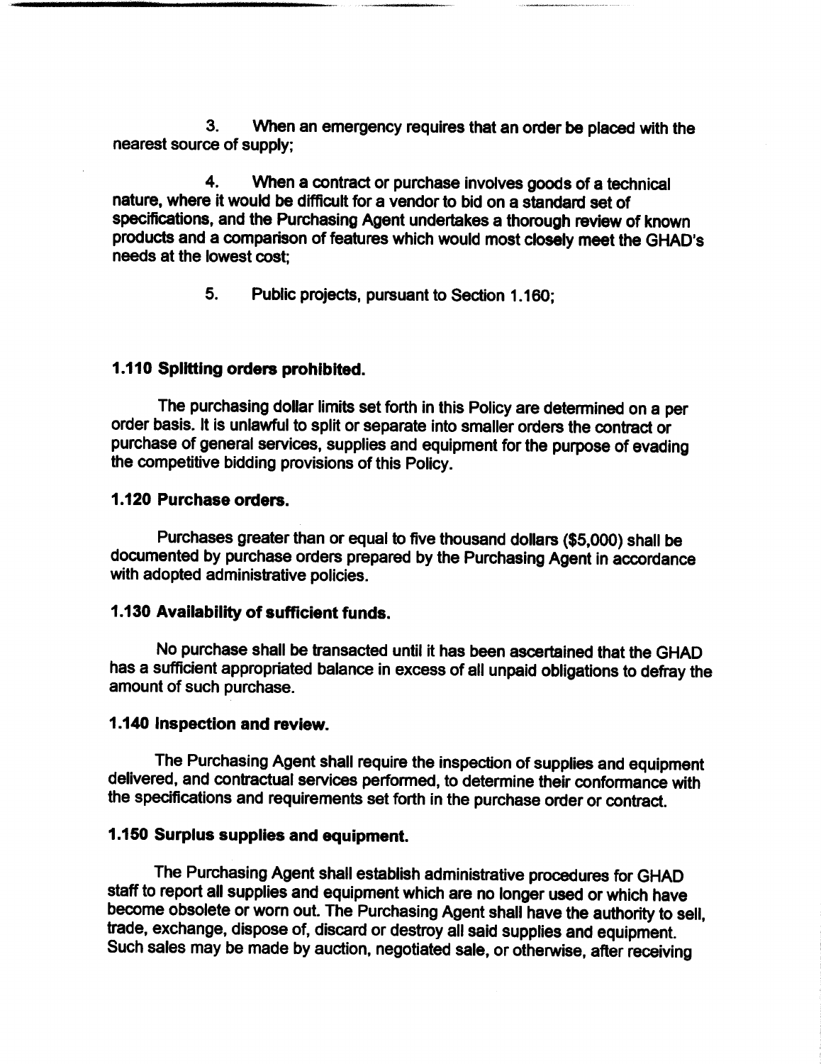3. When an emergency requires that an order be placed with the nearest source of supply;

4. When a contract or purchase involves goods of a technical nature, where it would be difficult for a vendor to bid on a standard set of specifications, and the Purchasing Agent undertakes a thorough review of known products and a comparison of features which would most closely meet the GHAD's needs at the lowest cost;

5. Public projects, pursuant to Section 1.160;

**1.110 Splitting orders prohibited.**

The purchasing dollar limits set forth in this Policy are determined on a per order basis. It is unlawful to split or separate into smaller orders the contract or purchase of general services, supplies and equipment for the purpose of evading the competitive bidding provisions of this Policy.

**1.120 Purchase orders.**

Purchases greater than or equal to five thousand dollars ($5,000) shall be documented by purchase orders prepared by the Purchasing Agent in accordance with adopted administrative policies.

**1.130 Availability of sufficient funds.**

No purchase shall be transacted until it has been ascertained that the GHAD has a sufficient appropriated balance in excess of all unpaid obligations to defray the amount of such purchase.

**1.140 Inspection and review.**

The Purchasing Agent shall require the inspection of supplies and equipment delivered, and contractual services performed, to determine their conformance with the specifications and requirements set forth in the purchase order or contract.

**1.150 Surplus supplies and equipment.**

The Purchasing Agent shall establish administrative procedures for GHAD staff to report all supplies and equipment which are no longer used or which have become obsolete or worn out. The Purchasing Agent shall have the authority to sell, trade, exchange, dispose of, discard or destroy all said supplies and equipment. Such sales may be made by auction, negotiated sale, or otherwise, after receiving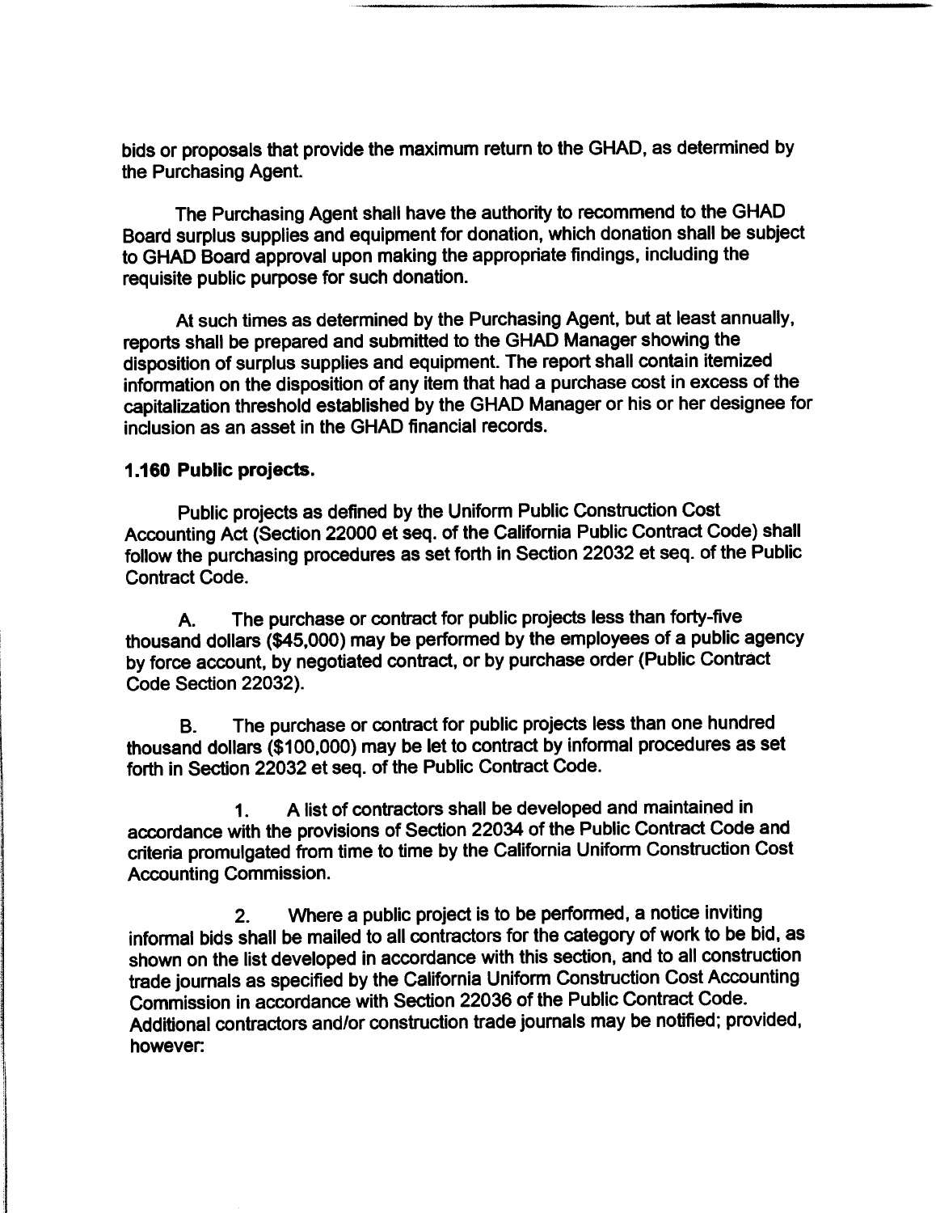bids or proposals that provide the maximum return to the GHAD, as determined by the Purchasing Agent.

The Purchasing Agent shall have the authority to recommend to the GHAD Board surplus supplies and equipment for donation, which donation shall be subject to GHAD Board approval upon making the appropriate findings, including the requisite public purpose for such donation.

At such times as determined by the Purchasing Agent, but at least annually, reports shall be prepared and submitted to the GHAD Manager showing the disposition of surplus supplies and equipment. The report shall contain itemized information on the disposition of any item that had a purchase cost in excess of the capitalization threshold established by the GHAD Manager or his or her designee for inclusion as an asset in the GHAD financial records.

**1.160 Public projects.**

Public projects as defined by the Uniform Public Construction Cost Accounting Act (Section 22000 et seq. of the California Public Contract Code) shall follow the purchasing procedures as set forth in Section 22032 et seq. of the Public Contract Code.

A. The purchase or contract for public projects less than forty-five thousand dollars ($45,000) may be performed by the employees of a public agency by force account, by negotiated contract, or by purchase order (Public Contract Code Section 22032).

B. The purchase or contract for public projects less than one hundred thousand dollars ($100,000) may be let to contract by informal procedures as set forth in Section 22032 et seq. of the Public Contract Code.

1. A list of contractors shall be developed and maintained in accordance with the provisions of Section 22034 of the Public Contract Code and criteria promulgated from time to time by the California Uniform Construction Cost Accounting Commission.

2. Where a public project is to be performed, a notice inviting informal bids shall be mailed to all contractors for the category of work to be bid, as shown on the list developed in accordance with this section, and to all construction trade journals as specified by the California Uniform Construction Cost Accounting Commission in accordance with Section 22036 of the Public Contract Code. Additional contractors and/or construction trade journals may be notified; provided, however: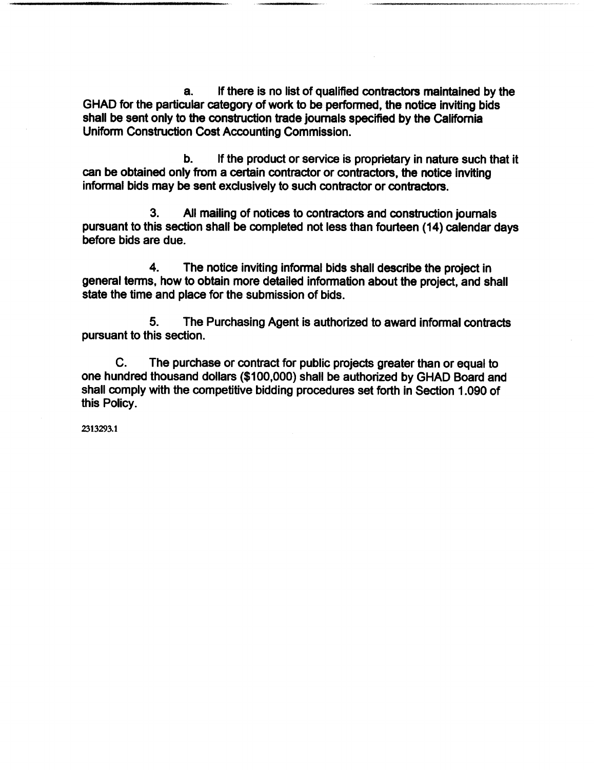a. If there is no list of qualified contractors maintained by the GHAD for the particular category of work to be performed, the notice inviting bids shall be sent only to the construction trade journals specified by the California Uniform Construction Cost Accounting Commission.

b. If the product or service is proprietary in nature such that it can be obtained only from a certain contractor or contractors, the notice inviting informal bids may be sent exclusively to such contractor or contractors.

3. All mailing of notices to contractors and construction journals pursuant to this section shall be completed not less than fourteen (14) calendar days before bids are due.

4. The notice inviting informal bids shall describe the project in general terms, how to obtain more detailed information about the project, and shall state the time and place for the submission of bids.

5. The Purchasing Agent is authorized to award informal contracts pursuant to this section.

C. The purchase or contract for public projects greater than or equal to one hundred thousand dollars ($100,000) shall be authorized by GHAD Board and shall comply with the competitive bidding procedures set forth in Section 1.090 of this Policy.

2313293.1